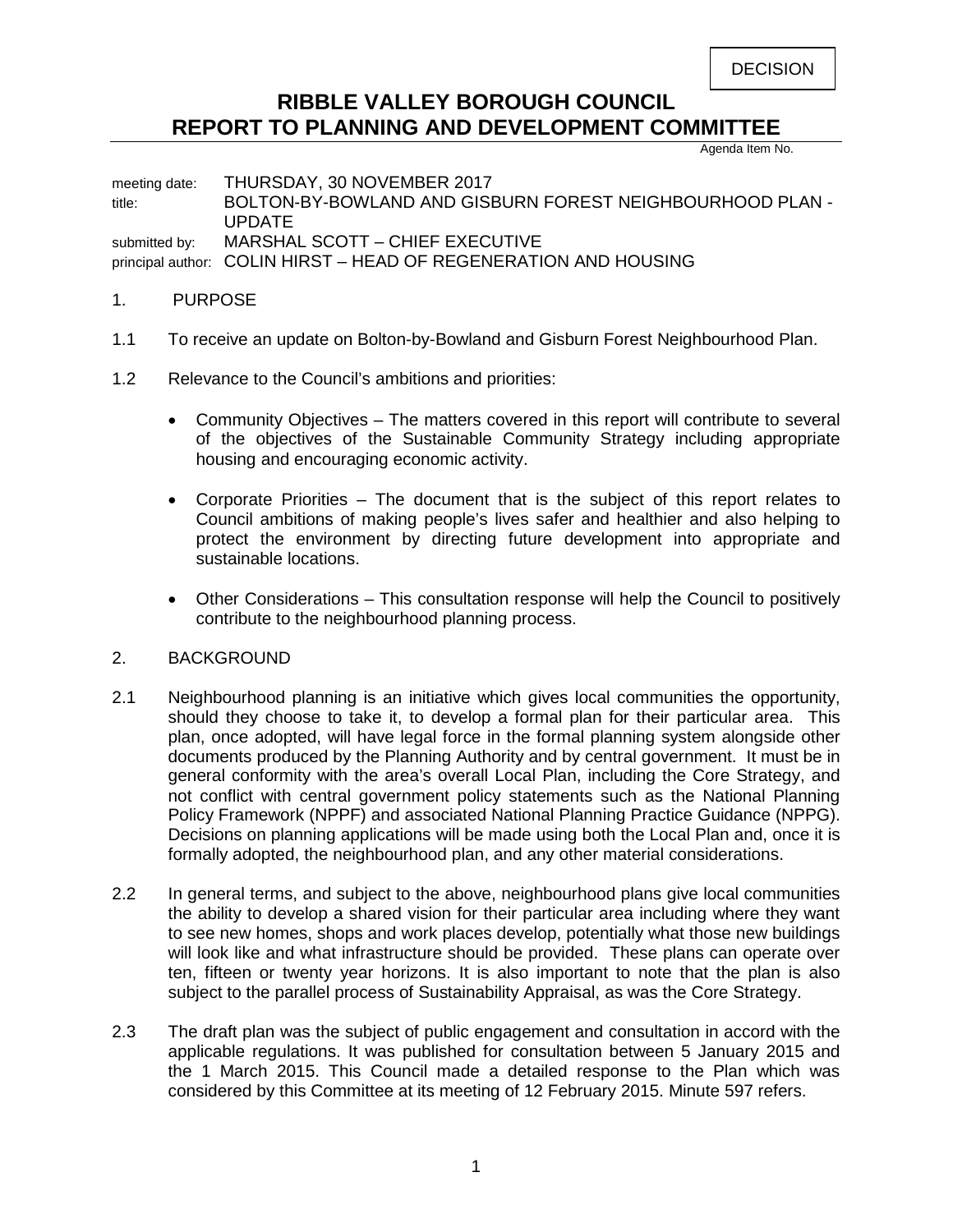DECISION

# RIBBLE VALLEY BOROUGH COUNCIL
# REPORT TO PLANNING AND DEVELOPMENT COMMITTEE

Agenda Item No.

meeting date: THURSDAY, 30 NOVEMBER 2017
title: BOLTON-BY-BOWLAND AND GISBURN FOREST NEIGHBOURHOOD PLAN - UPDATE
submitted by: MARSHAL SCOTT – CHIEF EXECUTIVE
principal author: COLIN HIRST – HEAD OF REGENERATION AND HOUSING

## 1. PURPOSE

1.1 To receive an update on Bolton-by-Bowland and Gisburn Forest Neighbourhood Plan.

1.2 Relevance to the Council's ambitions and priorities:

- Community Objectives – The matters covered in this report will contribute to several of the objectives of the Sustainable Community Strategy including appropriate housing and encouraging economic activity.
- Corporate Priorities – The document that is the subject of this report relates to Council ambitions of making people's lives safer and healthier and also helping to protect the environment by directing future development into appropriate and sustainable locations.
- Other Considerations – This consultation response will help the Council to positively contribute to the neighbourhood planning process.

## 2. BACKGROUND

2.1 Neighbourhood planning is an initiative which gives local communities the opportunity, should they choose to take it, to develop a formal plan for their particular area. This plan, once adopted, will have legal force in the formal planning system alongside other documents produced by the Planning Authority and by central government. It must be in general conformity with the area's overall Local Plan, including the Core Strategy, and not conflict with central government policy statements such as the National Planning Policy Framework (NPPF) and associated National Planning Practice Guidance (NPPG). Decisions on planning applications will be made using both the Local Plan and, once it is formally adopted, the neighbourhood plan, and any other material considerations.

2.2 In general terms, and subject to the above, neighbourhood plans give local communities the ability to develop a shared vision for their particular area including where they want to see new homes, shops and work places develop, potentially what those new buildings will look like and what infrastructure should be provided. These plans can operate over ten, fifteen or twenty year horizons. It is also important to note that the plan is also subject to the parallel process of Sustainability Appraisal, as was the Core Strategy.

2.3 The draft plan was the subject of public engagement and consultation in accord with the applicable regulations. It was published for consultation between 5 January 2015 and the 1 March 2015. This Council made a detailed response to the Plan which was considered by this Committee at its meeting of 12 February 2015. Minute 597 refers.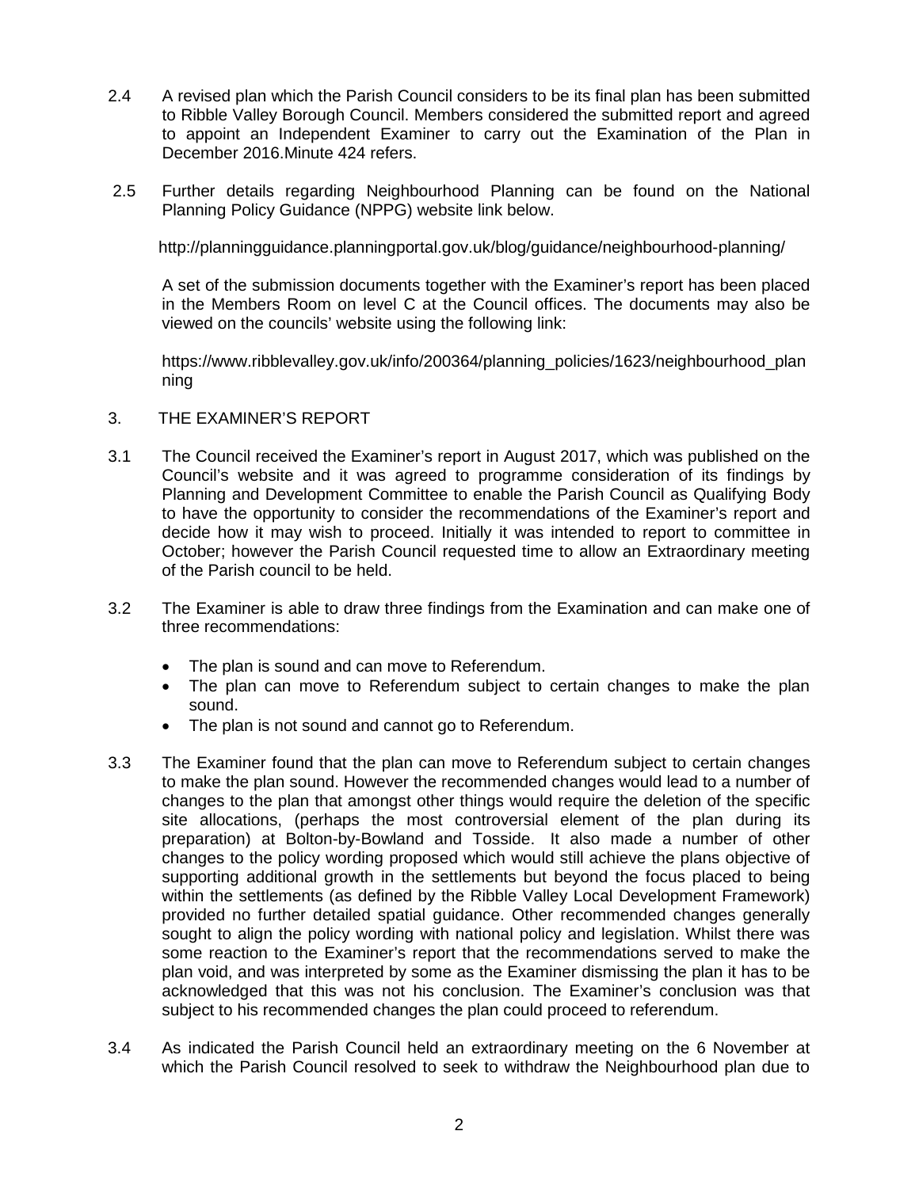2.4 A revised plan which the Parish Council considers to be its final plan has been submitted to Ribble Valley Borough Council. Members considered the submitted report and agreed to appoint an Independent Examiner to carry out the Examination of the Plan in December 2016.Minute 424 refers.

2.5 Further details regarding Neighbourhood Planning can be found on the National Planning Policy Guidance (NPPG) website link below.

http://planningguidance.planningportal.gov.uk/blog/guidance/neighbourhood-planning/

A set of the submission documents together with the Examiner's report has been placed in the Members Room on level C at the Council offices. The documents may also be viewed on the councils' website using the following link:

https://www.ribblevalley.gov.uk/info/200364/planning_policies/1623/neighbourhood_planning

## 3. THE EXAMINER'S REPORT

3.1 The Council received the Examiner's report in August 2017, which was published on the Council's website and it was agreed to programme consideration of its findings by Planning and Development Committee to enable the Parish Council as Qualifying Body to have the opportunity to consider the recommendations of the Examiner's report and decide how it may wish to proceed. Initially it was intended to report to committee in October; however the Parish Council requested time to allow an Extraordinary meeting of the Parish council to be held.

3.2 The Examiner is able to draw three findings from the Examination and can make one of three recommendations:

- The plan is sound and can move to Referendum.
- The plan can move to Referendum subject to certain changes to make the plan sound.
- The plan is not sound and cannot go to Referendum.

3.3 The Examiner found that the plan can move to Referendum subject to certain changes to make the plan sound. However the recommended changes would lead to a number of changes to the plan that amongst other things would require the deletion of the specific site allocations, (perhaps the most controversial element of the plan during its preparation) at Bolton-by-Bowland and Tosside. It also made a number of other changes to the policy wording proposed which would still achieve the plans objective of supporting additional growth in the settlements but beyond the focus placed to being within the settlements (as defined by the Ribble Valley Local Development Framework) provided no further detailed spatial guidance. Other recommended changes generally sought to align the policy wording with national policy and legislation. Whilst there was some reaction to the Examiner's report that the recommendations served to make the plan void, and was interpreted by some as the Examiner dismissing the plan it has to be acknowledged that this was not his conclusion. The Examiner's conclusion was that subject to his recommended changes the plan could proceed to referendum.

3.4 As indicated the Parish Council held an extraordinary meeting on the 6 November at which the Parish Council resolved to seek to withdraw the Neighbourhood plan due to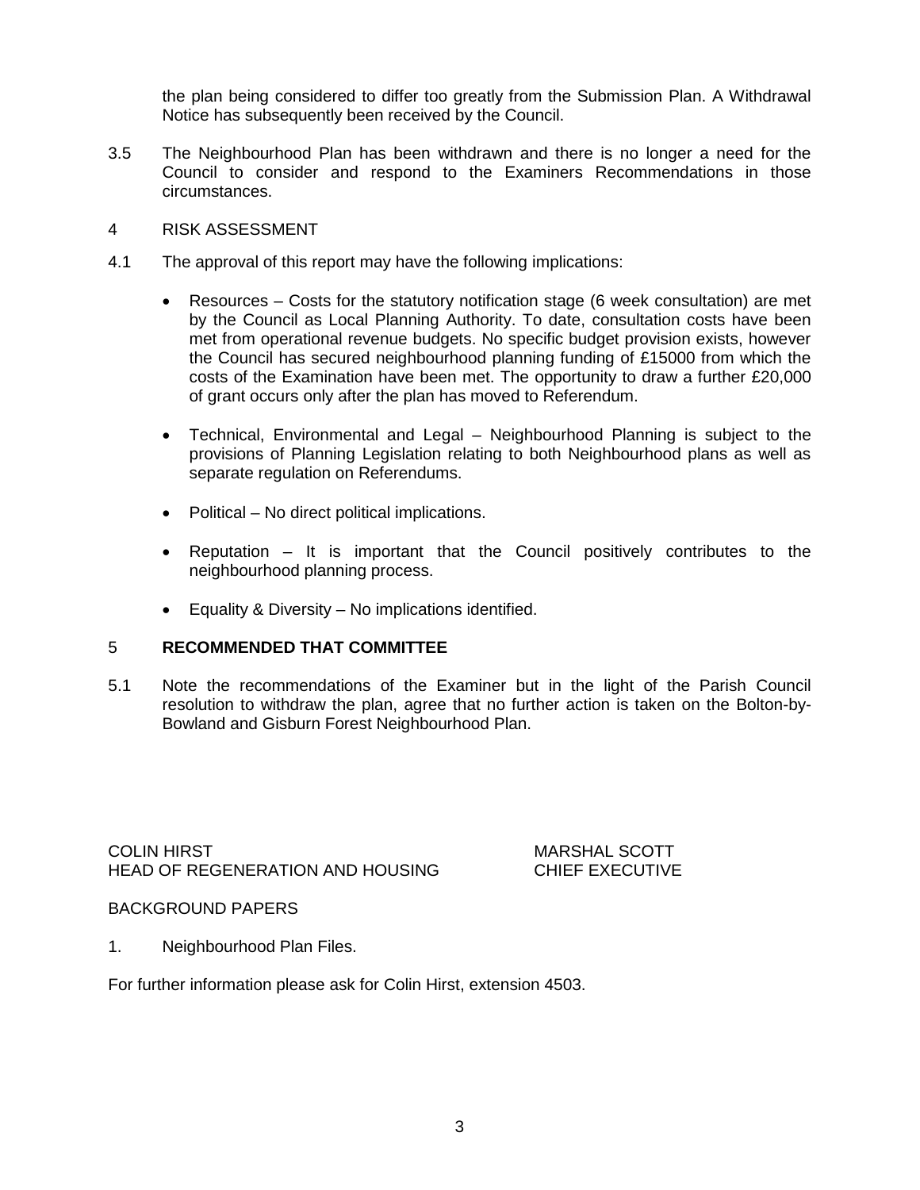the plan being considered to differ too greatly from the Submission Plan. A Withdrawal Notice has subsequently been received by the Council.

3.5 The Neighbourhood Plan has been withdrawn and there is no longer a need for the Council to consider and respond to the Examiners Recommendations in those circumstances.

4 RISK ASSESSMENT

4.1 The approval of this report may have the following implications:

- Resources – Costs for the statutory notification stage (6 week consultation) are met by the Council as Local Planning Authority. To date, consultation costs have been met from operational revenue budgets. No specific budget provision exists, however the Council has secured neighbourhood planning funding of £15000 from which the costs of the Examination have been met. The opportunity to draw a further £20,000 of grant occurs only after the plan has moved to Referendum.

- Technical, Environmental and Legal – Neighbourhood Planning is subject to the provisions of Planning Legislation relating to both Neighbourhood plans as well as separate regulation on Referendums.

- Political – No direct political implications.

- Reputation – It is important that the Council positively contributes to the neighbourhood planning process.

- Equality & Diversity – No implications identified.

5 **RECOMMENDED THAT COMMITTEE**

5.1 Note the recommendations of the Examiner but in the light of the Parish Council resolution to withdraw the plan, agree that no further action is taken on the Bolton-by-Bowland and Gisburn Forest Neighbourhood Plan.

COLIN HIRST
HEAD OF REGENERATION AND HOUSING

MARSHAL SCOTT
CHIEF EXECUTIVE

BACKGROUND PAPERS

1. Neighbourhood Plan Files.

For further information please ask for Colin Hirst, extension 4503.